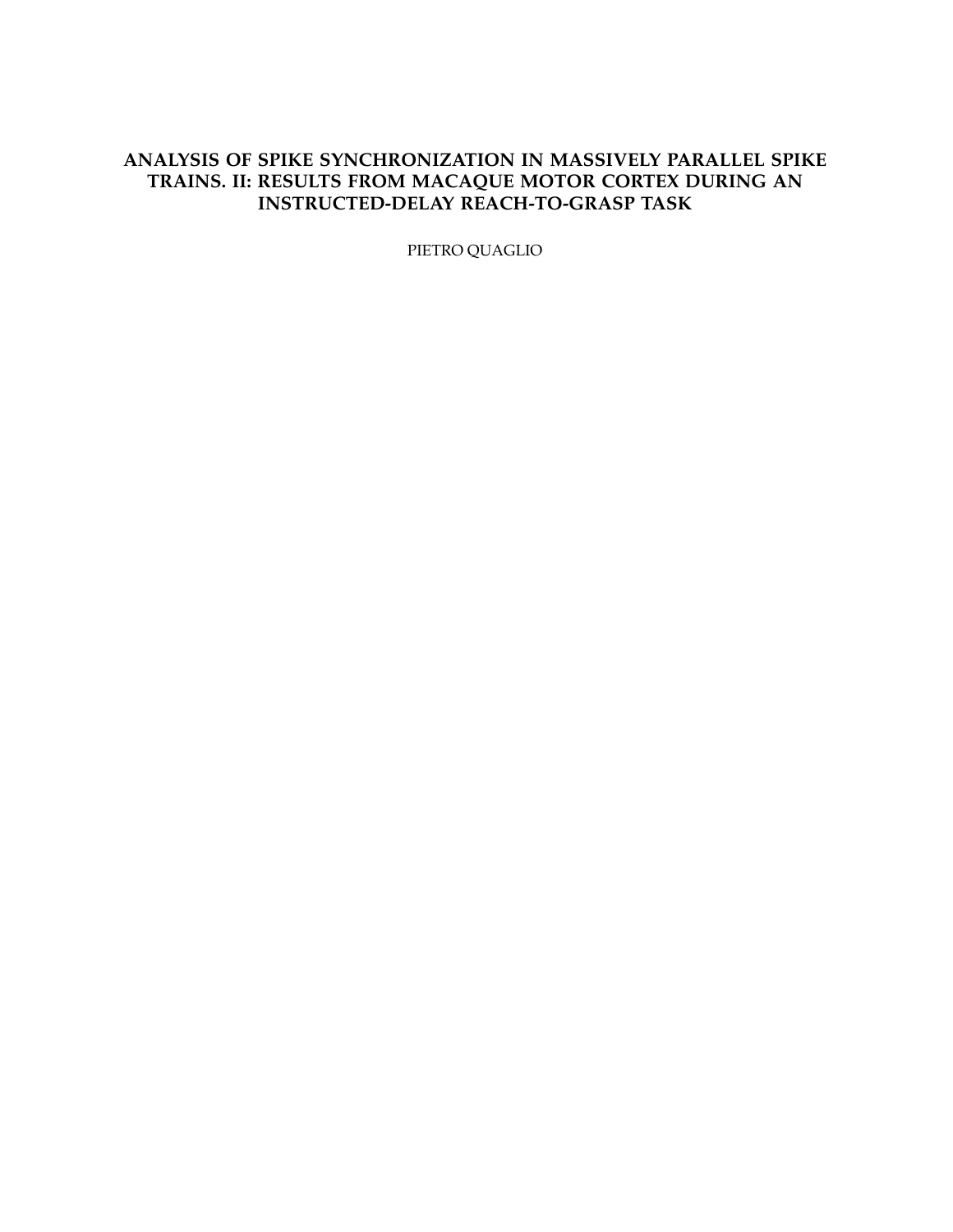# ANALYSIS OF SPIKE SYNCHRONIZATION IN MASSIVELY PARALLEL SPIKE TRAINS. II: RESULTS FROM MACAQUE MOTOR CORTEX DURING AN INSTRUCTED-DELAY REACH-TO-GRASP TASK

PIETRO QUAGLIO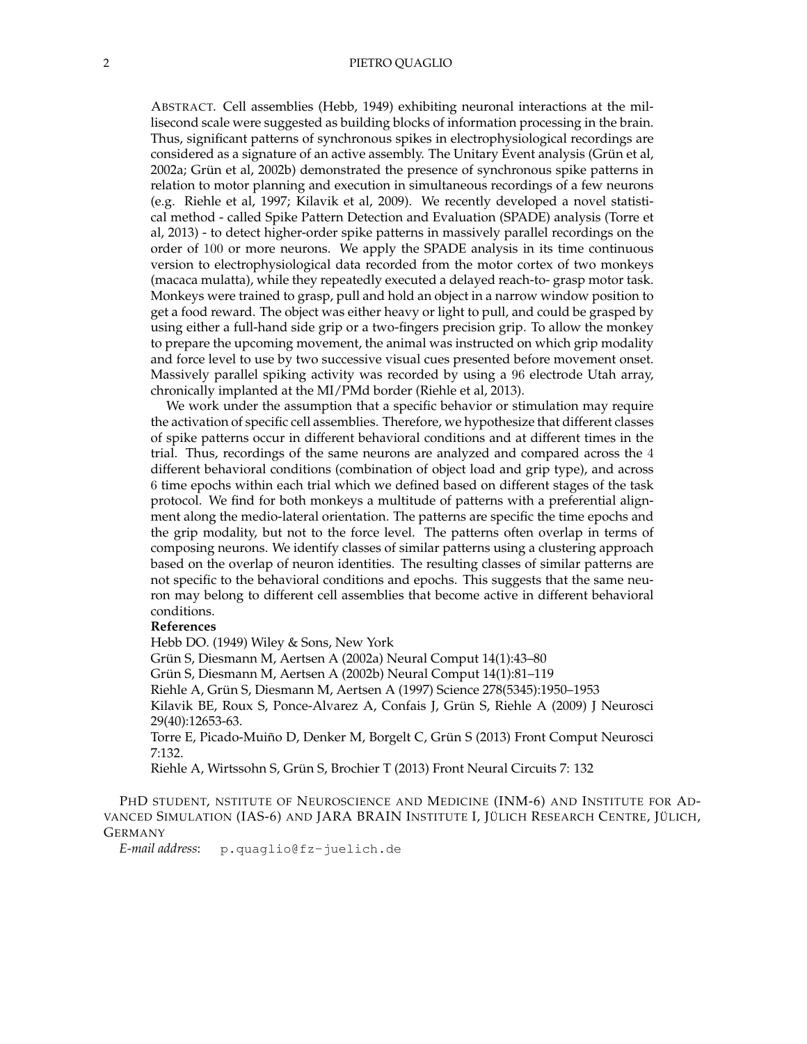ABSTRACT. Cell assemblies (Hebb, 1949) exhibiting neuronal interactions at the millisecond scale were suggested as building blocks of information processing in the brain. Thus, significant patterns of synchronous spikes in electrophysiological recordings are considered as a signature of an active assembly. The Unitary Event analysis (Grün et al, 2002a; Grün et al, 2002b) demonstrated the presence of synchronous spike patterns in relation to motor planning and execution in simultaneous recordings of a few neurons (e.g. Riehle et al, 1997; Kilavik et al, 2009). We recently developed a novel statistical method - called Spike Pattern Detection and Evaluation (SPADE) analysis (Torre et al, 2013) - to detect higher-order spike patterns in massively parallel recordings on the order of 100 or more neurons. We apply the SPADE analysis in its time continuous version to electrophysiological data recorded from the motor cortex of two monkeys (macaca mulatta), while they repeatedly executed a delayed reach-to- grasp motor task. Monkeys were trained to grasp, pull and hold an object in a narrow window position to get a food reward. The object was either heavy or light to pull, and could be grasped by using either a full-hand side grip or a two-fingers precision grip. To allow the monkey to prepare the upcoming movement, the animal was instructed on which grip modality and force level to use by two successive visual cues presented before movement onset. Massively parallel spiking activity was recorded by using a 96 electrode Utah array, chronically implanted at the MI/PMd border (Riehle et al, 2013).

We work under the assumption that a specific behavior or stimulation may require the activation of specific cell assemblies. Therefore, we hypothesize that different classes of spike patterns occur in different behavioral conditions and at different times in the trial. Thus, recordings of the same neurons are analyzed and compared across the 4 different behavioral conditions (combination of object load and grip type), and across 6 time epochs within each trial which we defined based on different stages of the task protocol. We find for both monkeys a multitude of patterns with a preferential alignment along the medio-lateral orientation. The patterns are specific the time epochs and the grip modality, but not to the force level. The patterns often overlap in terms of composing neurons. We identify classes of similar patterns using a clustering approach based on the overlap of neuron identities. The resulting classes of similar patterns are not specific to the behavioral conditions and epochs. This suggests that the same neuron may belong to different cell assemblies that become active in different behavioral conditions.

**References**

Hebb DO. (1949) Wiley & Sons, New York

Grün S, Diesmann M, Aertsen A (2002a) Neural Comput 14(1):43–80

Grün S, Diesmann M, Aertsen A (2002b) Neural Comput 14(1):81–119

Riehle A, Grün S, Diesmann M, Aertsen A (1997) Science 278(5345):1950–1953

Kilavik BE, Roux S, Ponce-Alvarez A, Confais J, Grün S, Riehle A (2009) J Neurosci 29(40):12653-63.

Torre E, Picado-Muiño D, Denker M, Borgelt C, Grün S (2013) Front Comput Neurosci 7:132.

Riehle A, Wirtssohn S, Grün S, Brochier T (2013) Front Neural Circuits 7: 132

PHD STUDENT, NSTITUTE OF NEUROSCIENCE AND MEDICINE (INM-6) AND INSTITUTE FOR ADVANCED SIMULATION (IAS-6) AND JARA BRAIN INSTITUTE I, JÜLICH RESEARCH CENTRE, JÜLICH, GERMANY

*E-mail address*: p.quaglio@fz-juelich.de